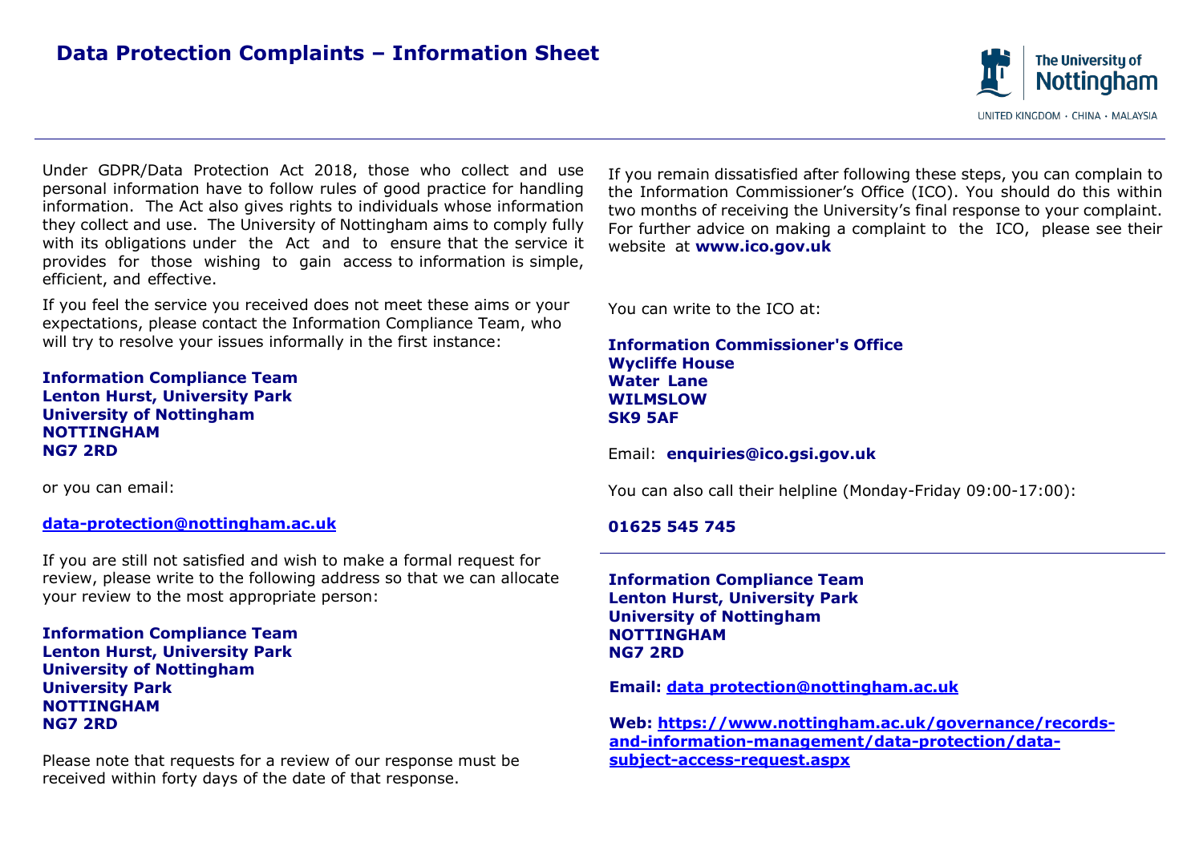# Data Protection Complaints – Information Sheet

Under GDPR/Data Protection Act 2018, those who collect and use personal information have to follow rules of good practice for handling information. The Act also gives rights to individuals whose information they collect and use. The University of Nottingham aims to comply fully with its obligations under the Act and to ensure that the service it provides for those wishing to gain access to information is simple, efficient, and effective.

If you feel the service you received does not meet these aims or your expectations, please contact the Information Compliance Team, who will try to resolve your issues informally in the first instance:

**Information Compliance Team**
**Lenton Hurst, University Park**
**University of Nottingham**
**NOTTINGHAM**
**NG7 2RD**

or you can email:

**data-protection@nottingham.ac.uk**

If you are still not satisfied and wish to make a formal request for review, please write to the following address so that we can allocate your review to the most appropriate person:

**Information Compliance Team**
**Lenton Hurst, University Park**
**University of Nottingham**
**University Park**
**NOTTINGHAM**
**NG7 2RD**

Please note that requests for a review of our response must be received within forty days of the date of that response.

If you remain dissatisfied after following these steps, you can complain to the Information Commissioner's Office (ICO). You should do this within two months of receiving the University's final response to your complaint. For further advice on making a complaint to the ICO, please see their website at **www.ico.gov.uk**

You can write to the ICO at:

**Information Commissioner's Office**
**Wycliffe House**
**Water Lane**
**WILMSLOW**
**SK9 5AF**

Email: **enquiries@ico.gsi.gov.uk**

You can also call their helpline (Monday-Friday 09:00-17:00):

**01625 545 745**

---

**Information Compliance Team**
**Lenton Hurst, University Park**
**University of Nottingham**
**NOTTINGHAM**
**NG7 2RD**

**Email: data protection@nottingham.ac.uk**

**Web: https://www.nottingham.ac.uk/governance/records-and-information-management/data-protection/data-subject-access-request.aspx**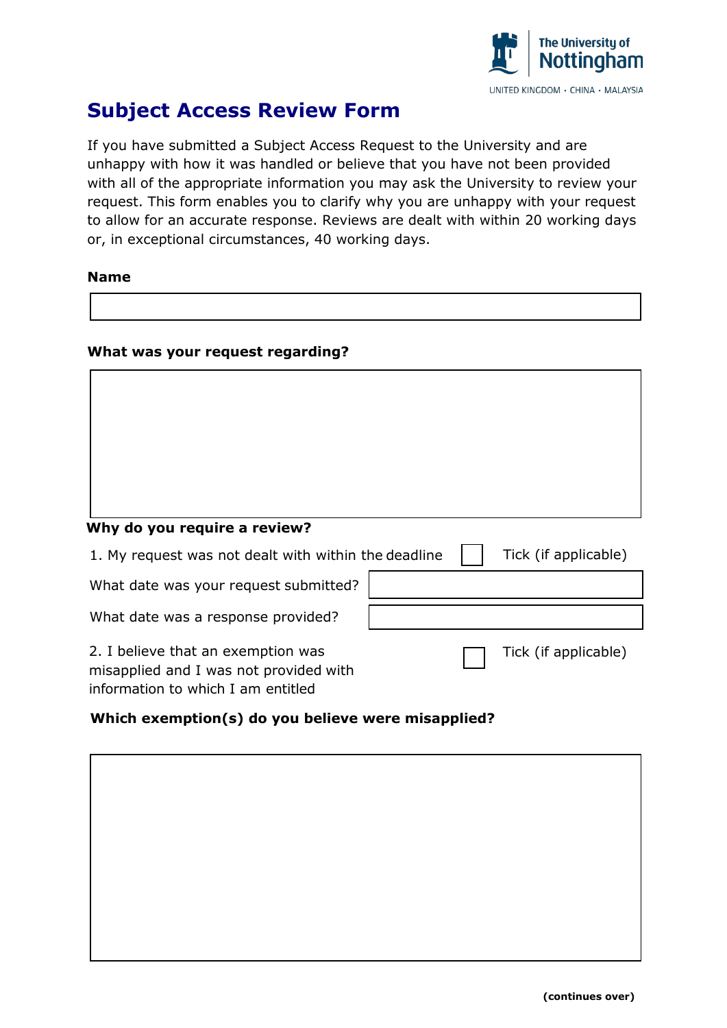# Subject Access Review Form

If you have submitted a Subject Access Request to the University and are unhappy with how it was handled or believe that you have not been provided with all of the appropriate information you may ask the University to review your request. This form enables you to clarify why you are unhappy with your request to allow for an accurate response. Reviews are dealt with within 20 working days or, in exceptional circumstances, 40 working days.

**Name**

&nbsp;

**What was your request regarding?**

&nbsp;

**Why do you require a review?**

1. My request was not dealt with within the deadline ☐ Tick (if applicable)

What date was your request submitted?

What date was a response provided?

2. I believe that an exemption was misapplied and I was not provided with information to which I am entitled ☐ Tick (if applicable)

**Which exemption(s) do you believe were misapplied?**

&nbsp;

**(continues over)**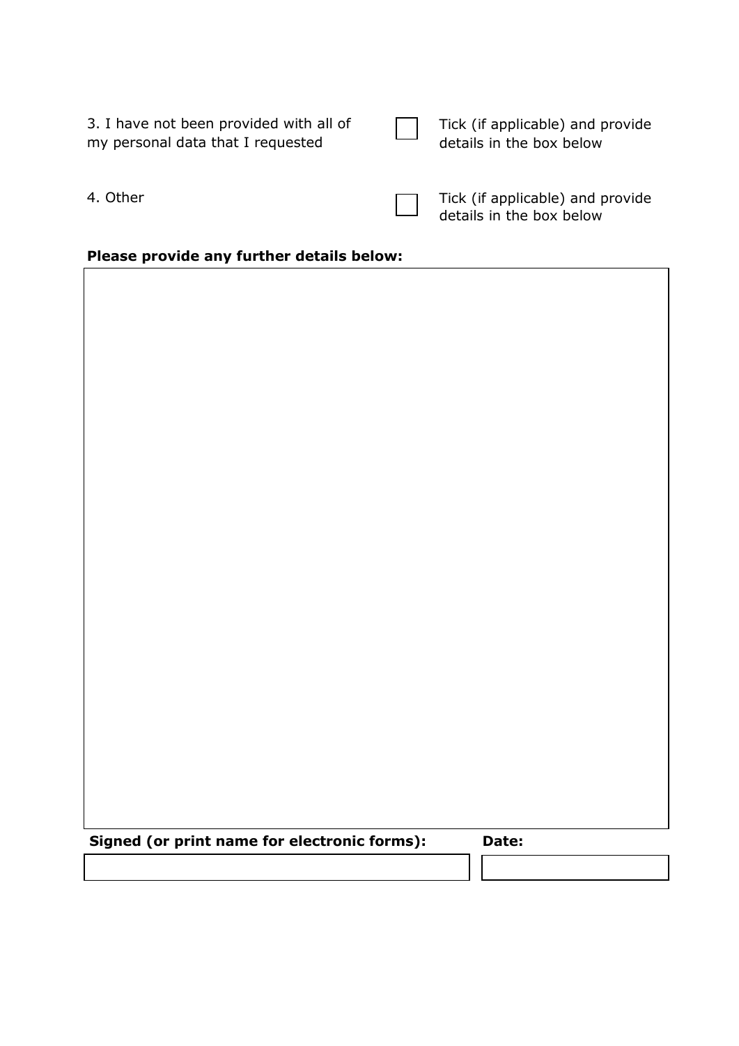| | | |
|---|---|---|
| 3. I have not been provided with all of my personal data that I requested | ☐ | Tick (if applicable) and provide details in the box below |
| 4. Other | ☐ | Tick (if applicable) and provide details in the box below |

**Please provide any further details below:**

| |
|---|
| |

| **Signed (or print name for electronic forms):** | **Date:** |
|---|---|
| | |